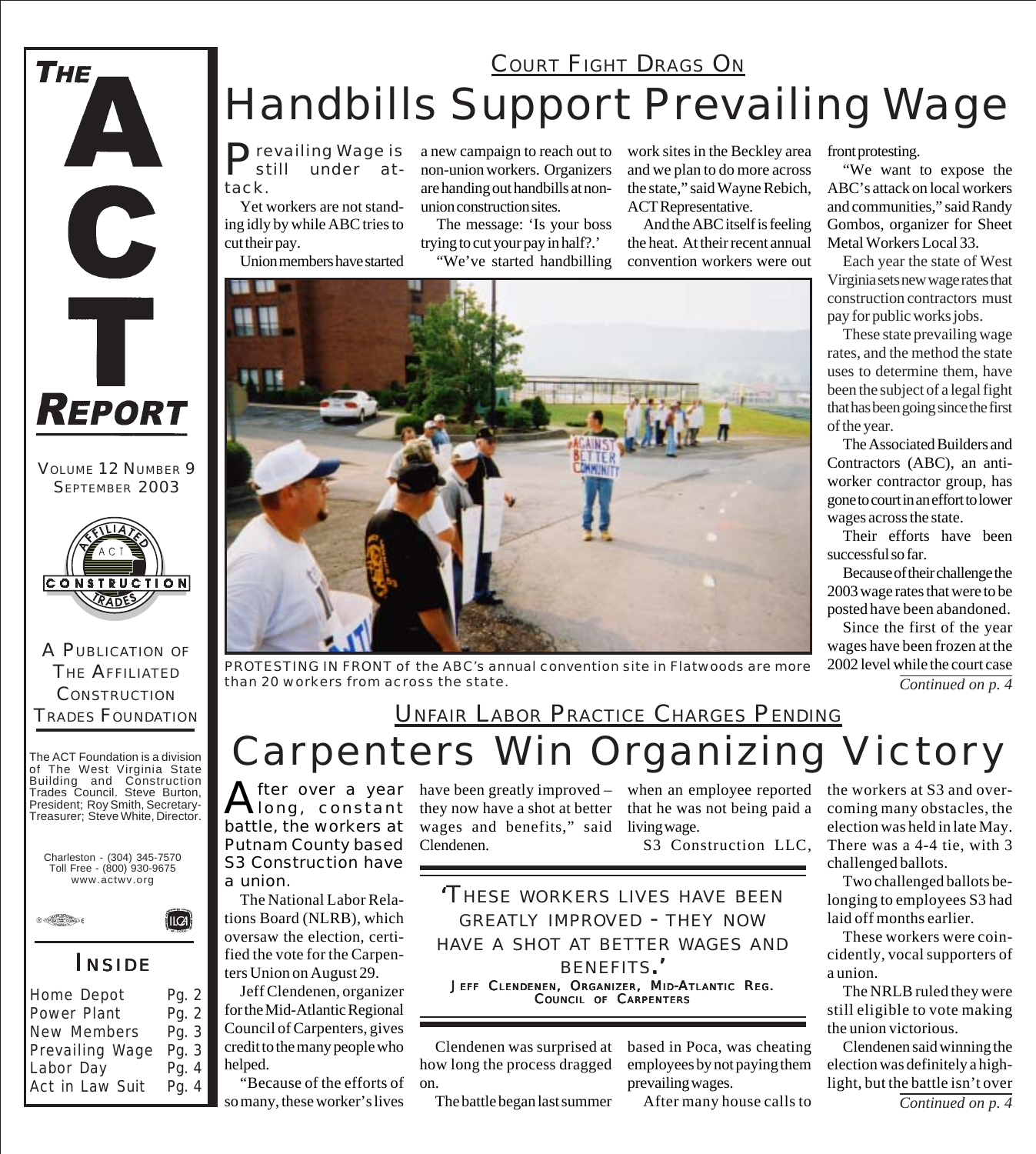# THE ACT REPORT

VOLUME 12 NUMBER 9
SEPTEMBER 2003

A PUBLICATION OF THE AFFILIATED CONSTRUCTION TRADES FOUNDATION

The ACT Foundation is a division of The West Virginia State Building and Construction Trades Council. Steve Burton, President; Roy Smith, Secretary-Treasurer; Steve White, Director.

Charleston - (304) 345-7570
Toll Free - (800) 930-9675
www.actwv.org

## INSIDE

| | |
|---|---|
| Home Depot | Pg. 2 |
| Power Plant | Pg. 2 |
| New Members | Pg. 3 |
| Prevailing Wage | Pg. 3 |
| Labor Day | Pg. 4 |
| Act in Law Suit | Pg. 4 |

### COURT FIGHT DRAGS ON

# Handbills Support Prevailing Wage

Prevailing Wage is still under attack.

Yet workers are not standing idly by while ABC tries to cut their pay.

Union members have started a new campaign to reach out to non-union workers. Organizers are handing out handbills at non-union construction sites.

The message: 'Is your boss trying to cut your pay in half?.'

"We've started handbilling work sites in the Beckley area and we plan to do more across the state," said Wayne Rebich, ACT Representative.

And the ABC itself is feeling the heat. At their recent annual convention workers were out front protesting.

"We want to expose the ABC's attack on local workers and communities," said Randy Gombos, organizer for Sheet Metal Workers Local 33.

Each year the state of West Virginia sets new wage rates that construction contractors must pay for public works jobs.

These state prevailing wage rates, and the method the state uses to determine them, have been the subject of a legal fight that has been going since the first of the year.

The Associated Builders and Contractors (ABC), an anti-worker contractor group, has gone to court in an effort to lower wages across the state.

Their efforts have been successful so far.

Because of their challenge the 2003 wage rates that were to be posted have been abandoned.

Since the first of the year wages have been frozen at the 2002 level while the court case

*Continued on p. 4*

PROTESTING IN FRONT of the ABC's annual convention site in Flatwoods are more than 20 workers from across the state.

### UNFAIR LABOR PRACTICE CHARGES PENDING

# Carpenters Win Organizing Victory

After over a year long, constant battle, the workers at Putnam County based S3 Construction have a union.

The National Labor Relations Board (NLRB), which oversaw the election, certified the vote for the Carpenters Union on August 29.

Jeff Clendenen, organizer for the Mid-Atlantic Regional Council of Carpenters, gives credit to the many people who helped.

"Because of the efforts of so many, these worker's lives have been greatly improved – they now have a shot at better wages and benefits," said Clendenen.

> 'THESE WORKERS LIVES HAVE BEEN GREATLY IMPROVED - THEY NOW HAVE A SHOT AT BETTER WAGES AND BENEFITS.'
>
> JEFF CLENDENEN, ORGANIZER, MID-ATLANTIC REG. COUNCIL OF CARPENTERS

Clendenen was surprised at how long the process dragged on.

The battle began last summer when an employee reported that he was not being paid a living wage.

S3 Construction LLC, based in Poca, was cheating employees by not paying them prevailing wages.

After many house calls to the workers at S3 and overcoming many obstacles, the election was held in late May. There was a 4-4 tie, with 3 challenged ballots.

Two challenged ballots belonging to employees S3 had laid off months earlier.

These workers were coincidentally, vocal supporters of a union.

The NRLB ruled they were still eligible to vote making the union victorious.

Clendenen said winning the election was definitely a highlight, but the battle isn't over

*Continued on p. 4*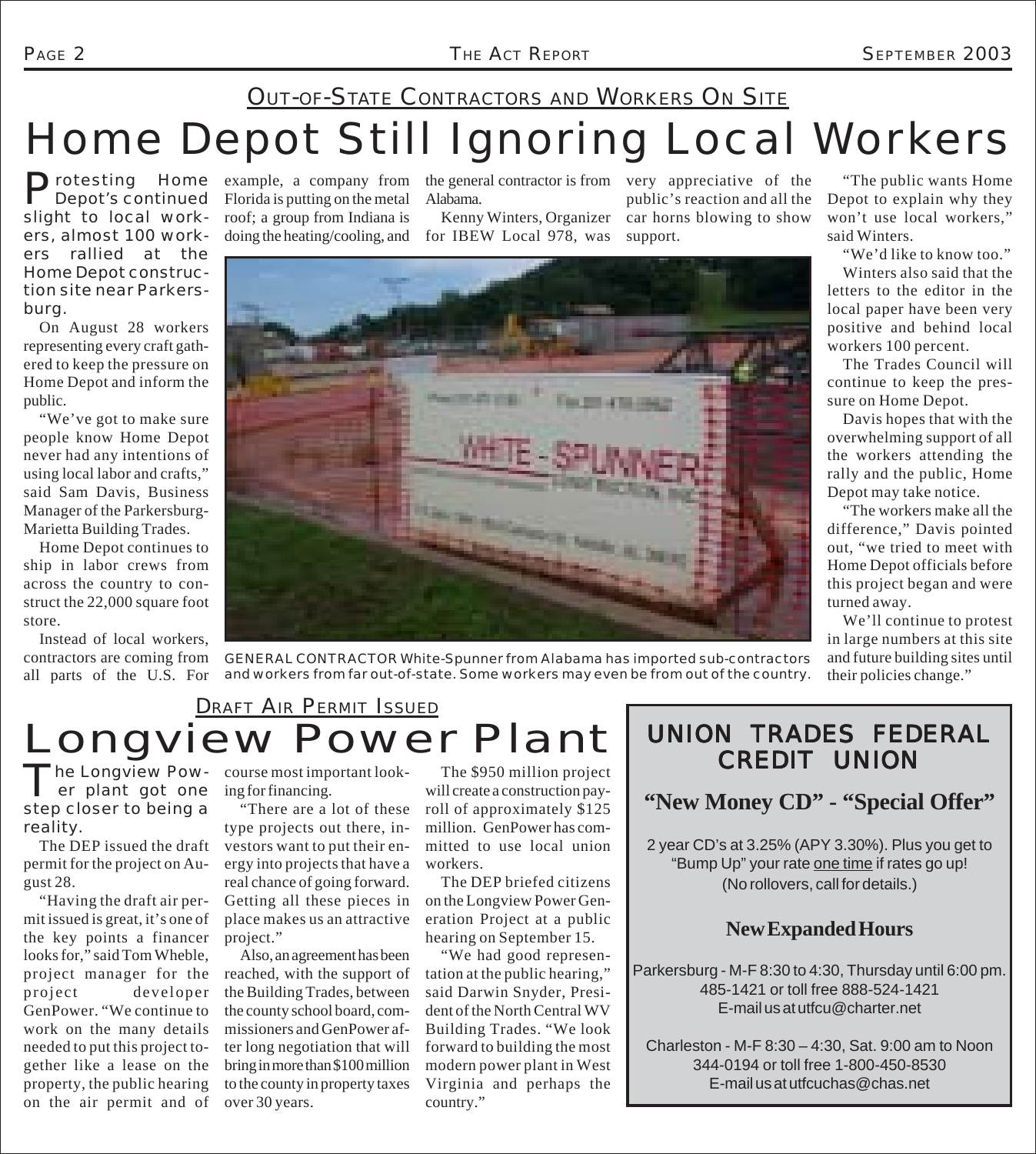OUT-OF-STATE CONTRACTORS AND WORKERS ON SITE

# Home Depot Still Ignoring Local Workers

Protesting Home Depot's continued slight to local workers, almost 100 workers rallied at the Home Depot construction site near Parkersburg.

On August 28 workers representing every craft gathered to keep the pressure on Home Depot and inform the public.

"We've got to make sure people know Home Depot never had any intentions of using local labor and crafts," said Sam Davis, Business Manager of the Parkersburg-Marietta Building Trades.

Home Depot continues to ship in labor crews from across the country to construct the 22,000 square foot store.

Instead of local workers, contractors are coming from all parts of the U.S. For example, a company from Florida is putting on the metal roof; a group from Indiana is doing the heating/cooling, and the general contractor is from Alabama.

Kenny Winters, Organizer for IBEW Local 978, was very appreciative of the public's reaction and all the car horns blowing to show support.

GENERAL CONTRACTOR White-Spunner from Alabama has imported sub-contractors and workers from far out-of-state. Some workers may even be from out of the country.

"The public wants Home Depot to explain why they won't use local workers," said Winters.

"We'd like to know too."

Winters also said that the letters to the editor in the local paper have been very positive and behind local workers 100 percent.

The Trades Council will continue to keep the pressure on Home Depot.

Davis hopes that with the overwhelming support of all the workers attending the rally and the public, Home Depot may take notice.

"The workers make all the difference," Davis pointed out, "we tried to meet with Home Depot officials before this project began and were turned away.

We'll continue to protest in large numbers at this site and future building sites until their policies change."

DRAFT AIR PERMIT ISSUED

# Longview Power Plant

The Longview Power plant got one step closer to being a reality.

The DEP issued the draft permit for the project on August 28.

"Having the draft air permit issued is great, it's one of the key points a financer looks for," said Tom Wheble, project manager for the project developer GenPower. "We continue to work on the many details needed to put this project together like a lease on the property, the public hearing on the air permit and of course most important looking for financing.

"There are a lot of these type projects out there, investors want to put their energy into projects that have a real chance of going forward. Getting all these pieces in place makes us an attractive project."

Also, an agreement has been reached, with the support of the Building Trades, between the county school board, commissioners and GenPower after long negotiation that will bring in more than $100 million to the county in property taxes over 30 years.

The $950 million project will create a construction payroll of approximately $125 million. GenPower has committed to use local union workers.

The DEP briefed citizens on the Longview Power Generation Project at a public hearing on September 15.

"We had good representation at the public hearing," said Darwin Snyder, President of the North Central WV Building Trades. "We look forward to building the most modern power plant in West Virginia and perhaps the country."

## UNION TRADES FEDERAL CREDIT UNION

**"New Money CD" - "Special Offer"**

2 year CD's at 3.25% (APY 3.30%). Plus you get to "Bump Up" your rate one time if rates go up! (No rollovers, call for details.)

**New Expanded Hours**

Parkersburg - M-F 8:30 to 4:30, Thursday until 6:00 pm.
485-1421 or toll free 888-524-1421
E-mail us at utfcu@charter.net

Charleston - M-F 8:30 – 4:30, Sat. 9:00 am to Noon
344-0194 or toll free 1-800-450-8530
E-mail us at utfcuchas@chas.net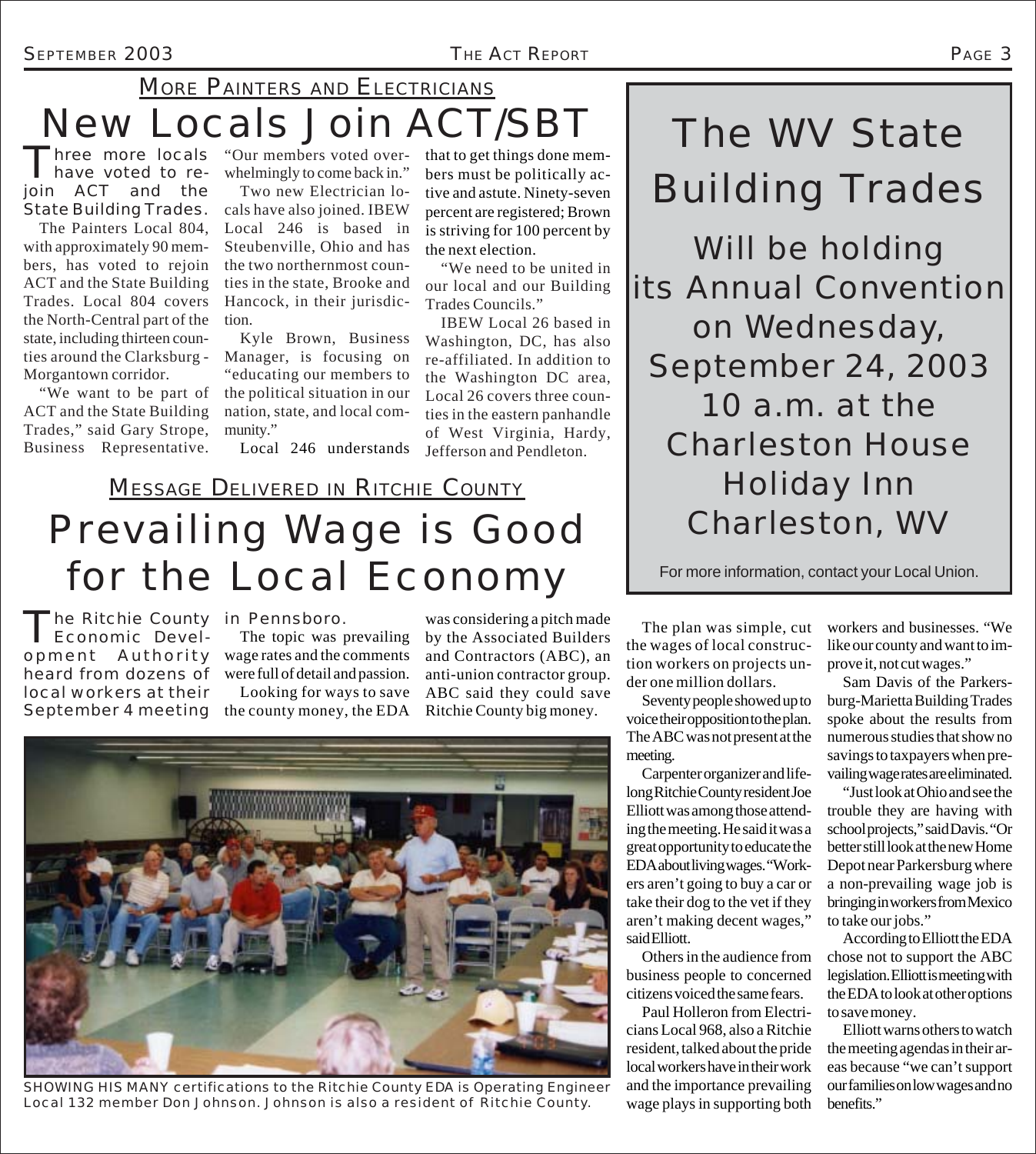MORE PAINTERS AND ELECTRICIANS

# New Locals Join ACT/SBT

Three more locals have voted to rejoin ACT and the State Building Trades.

The Painters Local 804, with approximately 90 members, has voted to rejoin ACT and the State Building Trades. Local 804 covers the North-Central part of the state, including thirteen counties around the Clarksburg - Morgantown corridor.

"We want to be part of ACT and the State Building Trades," said Gary Strope, Business Representative. "Our members voted overwhelmingly to come back in."

Two new Electrician locals have also joined. IBEW Local 246 is based in Steubenville, Ohio and has the two northernmost counties in the state, Brooke and Hancock, in their jurisdiction.

Kyle Brown, Business Manager, is focusing on "educating our members to the political situation in our nation, state, and local community."

Local 246 understands that to get things done members must be politically active and astute. Ninety-seven percent are registered; Brown is striving for 100 percent by the next election.

"We need to be united in our local and our Building Trades Councils."

IBEW Local 26 based in Washington, DC, has also re-affiliated. In addition to the Washington DC area, Local 26 covers three counties in the eastern panhandle of West Virginia, Hardy, Jefferson and Pendleton.

---

# The WV State Building Trades

## Will be holding its Annual Convention on Wednesday, September 24, 2003 10 a.m. at the Charleston House Holiday Inn Charleston, WV

For more information, contact your Local Union.

---

MESSAGE DELIVERED IN RITCHIE COUNTY

# Prevailing Wage is Good for the Local Economy

The Ritchie County Economic Development Authority heard from dozens of local workers at their September 4 meeting in Pennsboro.

The topic was prevailing wage rates and the comments were full of detail and passion.

Looking for ways to save the county money, the EDA was considering a pitch made by the Associated Builders and Contractors (ABC), an anti-union contractor group. ABC said they could save Ritchie County big money.

SHOWING HIS MANY certifications to the Ritchie County EDA is Operating Engineer Local 132 member Don Johnson. Johnson is also a resident of Ritchie County.

The plan was simple, cut the wages of local construction workers on projects under one million dollars.

Seventy people showed up to voice their opposition to the plan. The ABC was not present at the meeting.

Carpenter organizer and lifelong Ritchie County resident Joe Elliott was among those attending the meeting. He said it was a great opportunity to educate the EDA about living wages. "Workers aren't going to buy a car or take their dog to the vet if they aren't making decent wages," said Elliott.

Others in the audience from business people to concerned citizens voiced the same fears.

Paul Holleron from Electricians Local 968, also a Ritchie resident, talked about the pride local workers have in their work and the importance prevailing wage plays in supporting both workers and businesses. "We like our county and want to improve it, not cut wages."

Sam Davis of the Parkersburg-Marietta Building Trades spoke about the results from numerous studies that show no savings to taxpayers when prevailing wage rates are eliminated.

"Just look at Ohio and see the trouble they are having with school projects," said Davis. "Or better still look at the new Home Depot near Parkersburg where a non-prevailing wage job is bringing in workers from Mexico to take our jobs."

According to Elliott the EDA chose not to support the ABC legislation. Elliott is meeting with the EDA to look at other options to save money.

Elliott warns others to watch the meeting agendas in their areas because "we can't support our families on low wages and no benefits."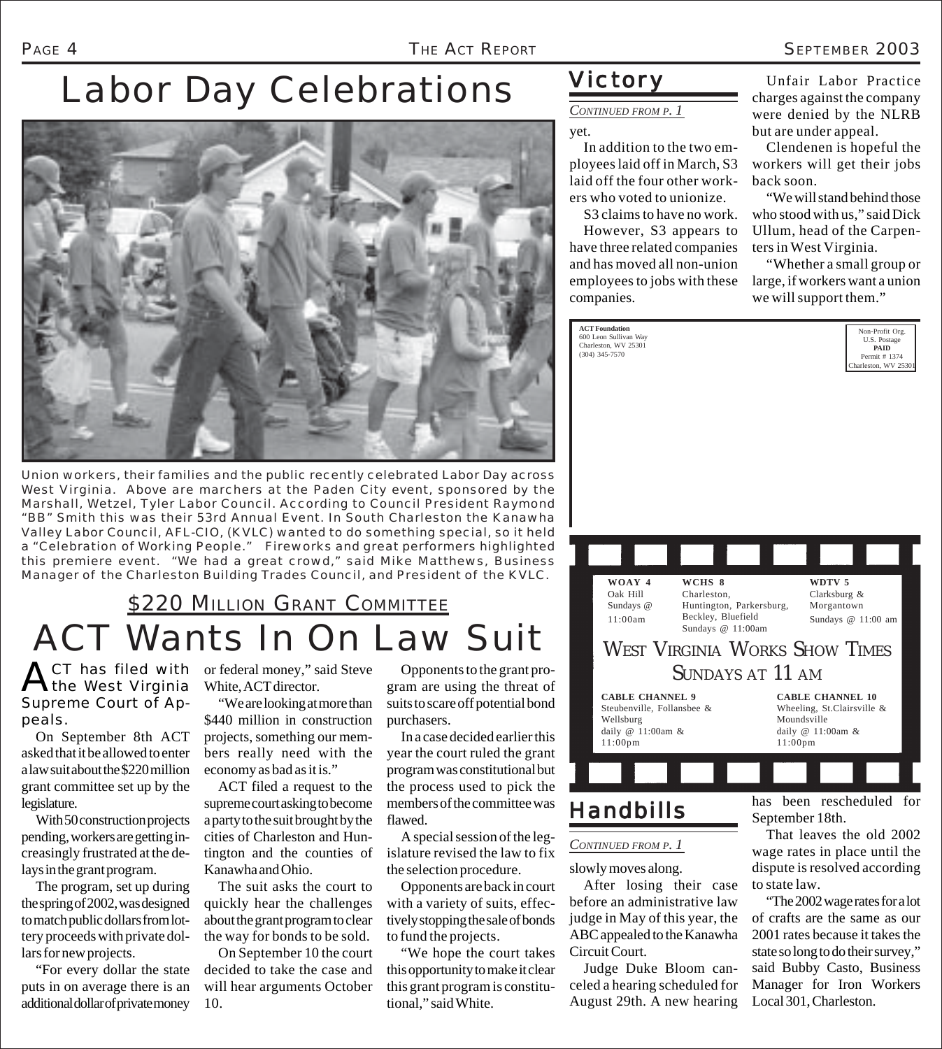# Labor Day Celebrations

Union workers, their families and the public recently celebrated Labor Day across West Virginia. Above are marchers at the Paden City event, sponsored by the Marshall, Wetzel, Tyler Labor Council. According to Council President Raymond "BB" Smith this was their 53rd Annual Event. In South Charleston the Kanawha Valley Labor Council, AFL-CIO, (KVLC) wanted to do something special, so it held a "Celebration of Working People." Fireworks and great performers highlighted this premiere event. "We had a great crowd," said Mike Matthews, Business Manager of the Charleston Building Trades Council, and President of the KVLC.

## $220 Million Grant Committee

# ACT Wants In On Law Suit

ACT has filed with the West Virginia Supreme Court of Appeals.

On September 8th ACT asked that it be allowed to enter a law suit about the $220 million grant committee set up by the legislature.

With 50 construction projects pending, workers are getting increasingly frustrated at the delays in the grant program.

The program, set up during the spring of 2002, was designed to match public dollars from lottery proceeds with private dollars for new projects.

"For every dollar the state puts in on average there is an additional dollar of private money or federal money," said Steve White, ACT director.

"We are looking at more than $440 million in construction projects, something our members really need with the economy as bad as it is."

ACT filed a request to the supreme court asking to become a party to the suit brought by the cities of Charleston and Huntington and the counties of Kanawha and Ohio.

The suit asks the court to quickly hear the challenges about the grant program to clear the way for bonds to be sold.

On September 10 the court decided to take the case and will hear arguments October 10.

Opponents to the grant program are using the threat of suits to scare off potential bond purchasers.

In a case decided earlier this year the court ruled the grant program was constitutional but the process used to pick the members of the committee was flawed.

A special session of the legislature revised the law to fix the selection procedure.

Opponents are back in court with a variety of suits, effectively stopping the sale of bonds to fund the projects.

"We hope the court takes this opportunity to make it clear this grant program is constitutional," said White.

## Victory

*Continued from p. 1*

yet.

In addition to the two employees laid off in March, S3 laid off the four other workers who voted to unionize.

S3 claims to have no work.

However, S3 appears to have three related companies and has moved all non-union employees to jobs with these companies.

Unfair Labor Practice charges against the company were denied by the NLRB but are under appeal.

Clendenen is hopeful the workers will get their jobs back soon.

"We will stand behind those who stood with us," said Dick Ullum, head of the Carpenters in West Virginia.

"Whether a small group or large, if workers want a union we will support them."

**ACT Foundation**
600 Leon Sullivan Way
Charleston, WV 25301
(304) 345-7570

Non-Profit Org.
U.S. Postage
**PAID**
Permit # 1374
Charleston, WV 25301

**WOAY 4**
Oak Hill
Sundays @ 11:00am

**WCHS 8**
Charleston, Huntington, Parkersburg, Beckley, Bluefield
Sundays @ 11:00am

**WDTV 5**
Clarksburg & Morgantown
Sundays @ 11:00 am

### West Virginia Works Show Times
### Sundays at 11 AM

**CABLE CHANNEL 9**
Steubenville, Follansbee & Wellsburg
daily @ 11:00am & 11:00pm

**CABLE CHANNEL 10**
Wheeling, St.Clairsville & Moundsville
daily @ 11:00am & 11:00pm

## Handbills

*Continued from p. 1*

slowly moves along.

After losing their case before an administrative law judge in May of this year, the ABC appealed to the Kanawha Circuit Court.

Judge Duke Bloom canceled a hearing scheduled for August 29th. A new hearing has been rescheduled for September 18th.

That leaves the old 2002 wage rates in place until the dispute is resolved according to state law.

"The 2002 wage rates for a lot of crafts are the same as our 2001 rates because it takes the state so long to do their survey," said Bubby Casto, Business Manager for Iron Workers Local 301, Charleston.